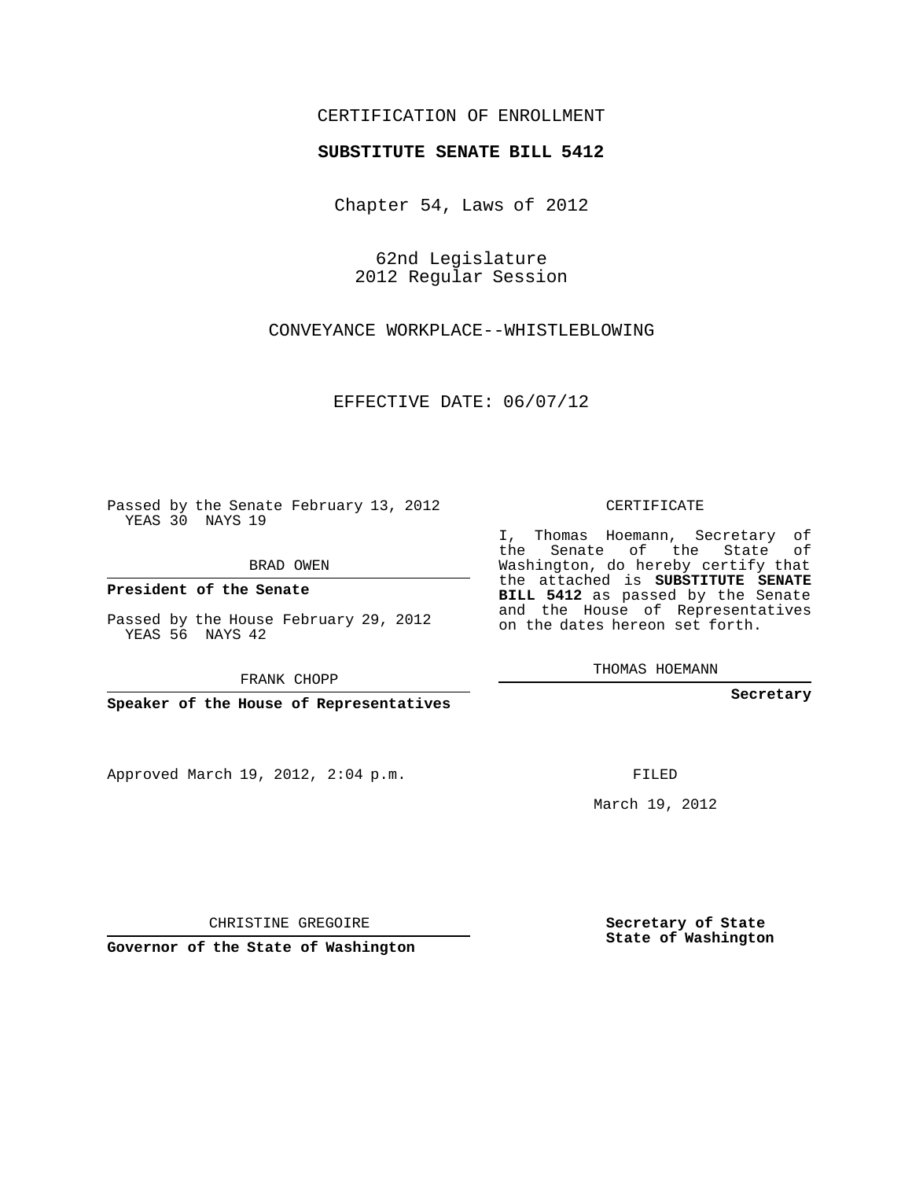CERTIFICATION OF ENROLLMENT

**SUBSTITUTE SENATE BILL 5412**

Chapter 54, Laws of 2012

62nd Legislature
2012 Regular Session

CONVEYANCE WORKPLACE--WHISTLEBLOWING

EFFECTIVE DATE: 06/07/12

Passed by the Senate February 13, 2012
YEAS 30 NAYS 19

BRAD OWEN

**President of the Senate**

Passed by the House February 29, 2012
YEAS 56 NAYS 42

FRANK CHOPP

**Speaker of the House of Representatives**

Approved March 19, 2012, 2:04 p.m.

CHRISTINE GREGOIRE

**Governor of the State of Washington**

CERTIFICATE

I, Thomas Hoemann, Secretary of the Senate of the State of Washington, do hereby certify that the attached is **SUBSTITUTE SENATE BILL 5412** as passed by the Senate and the House of Representatives on the dates hereon set forth.

THOMAS HOEMANN

**Secretary**

FILED

March 19, 2012

**Secretary of State**
**State of Washington**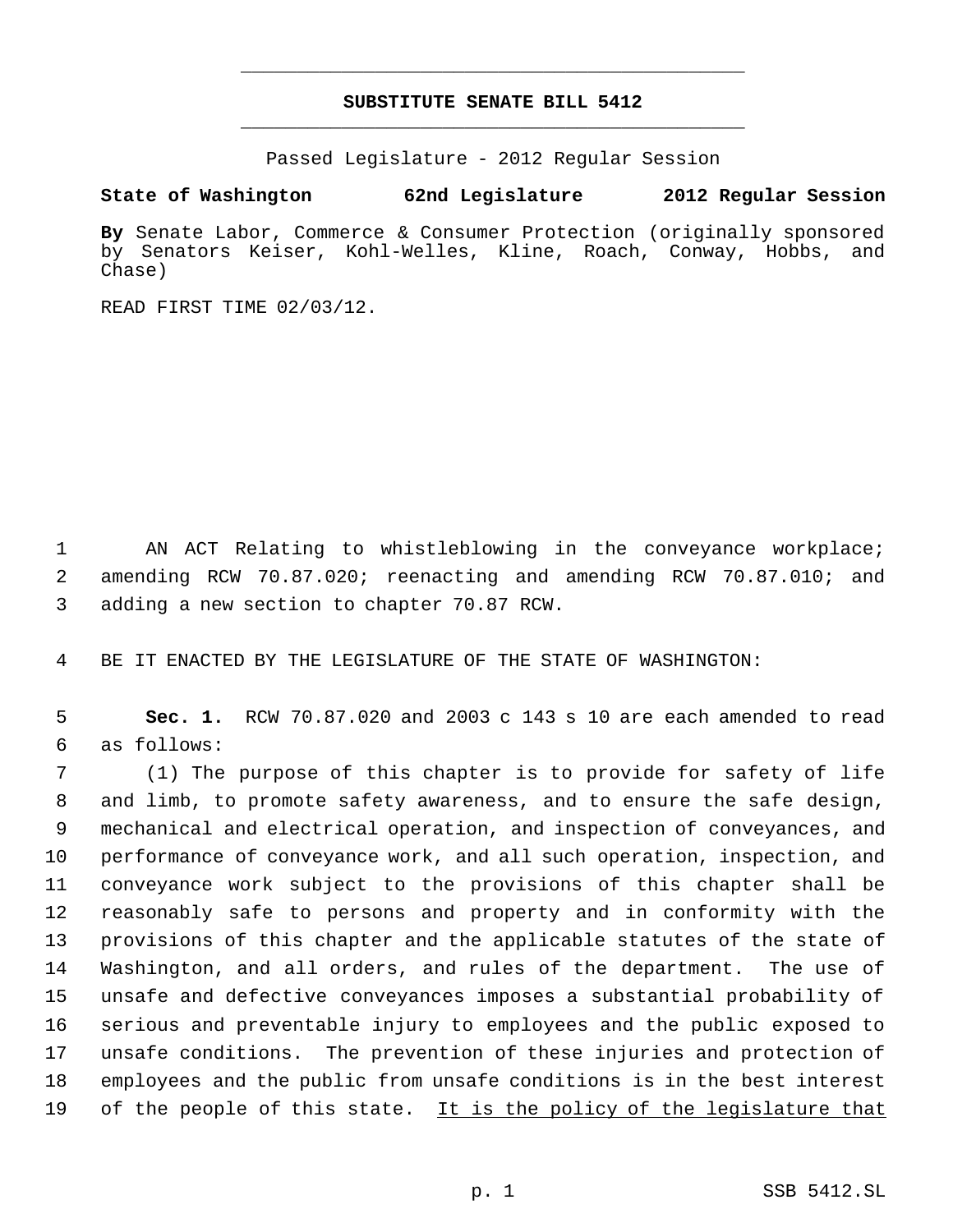# SUBSTITUTE SENATE BILL 5412

Passed Legislature - 2012 Regular Session

**State of Washington 62nd Legislature 2012 Regular Session**

**By** Senate Labor, Commerce & Consumer Protection (originally sponsored by Senators Keiser, Kohl-Welles, Kline, Roach, Conway, Hobbs, and Chase)

READ FIRST TIME 02/03/12.

AN ACT Relating to whistleblowing in the conveyance workplace; amending RCW 70.87.020; reenacting and amending RCW 70.87.010; and adding a new section to chapter 70.87 RCW.

BE IT ENACTED BY THE LEGISLATURE OF THE STATE OF WASHINGTON:

**Sec. 1.** RCW 70.87.020 and 2003 c 143 s 10 are each amended to read as follows:

(1) The purpose of this chapter is to provide for safety of life and limb, to promote safety awareness, and to ensure the safe design, mechanical and electrical operation, and inspection of conveyances, and performance of conveyance work, and all such operation, inspection, and conveyance work subject to the provisions of this chapter shall be reasonably safe to persons and property and in conformity with the provisions of this chapter and the applicable statutes of the state of Washington, and all orders, and rules of the department. The use of unsafe and defective conveyances imposes a substantial probability of serious and preventable injury to employees and the public exposed to unsafe conditions. The prevention of these injuries and protection of employees and the public from unsafe conditions is in the best interest of the people of this state. <u>It is the policy of the legislature that</u>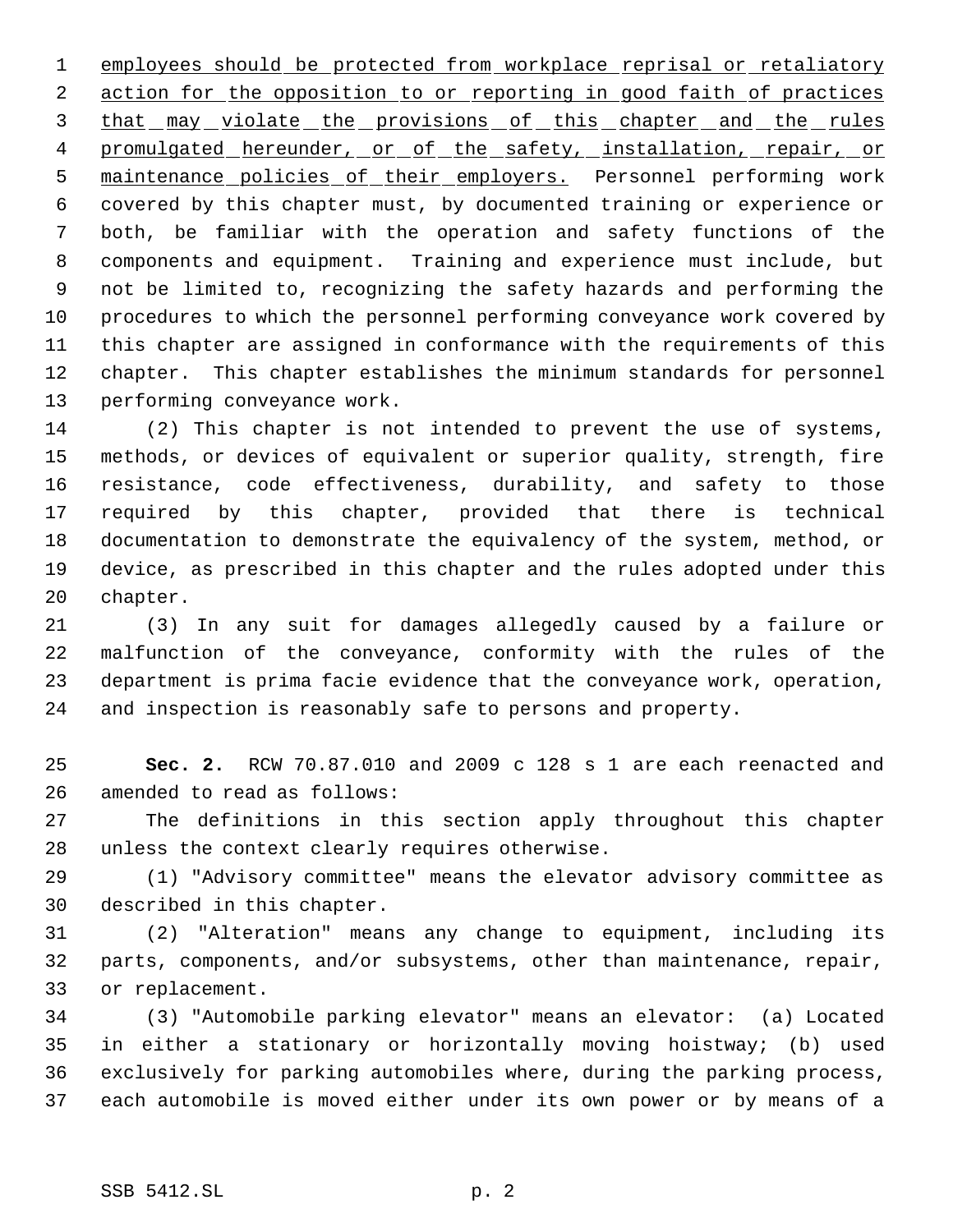employees should be protected from workplace reprisal or retaliatory action for the opposition to or reporting in good faith of practices that may violate the provisions of this chapter and the rules promulgated hereunder, or of the safety, installation, repair, or maintenance policies of their employers. Personnel performing work covered by this chapter must, by documented training or experience or both, be familiar with the operation and safety functions of the components and equipment. Training and experience must include, but not be limited to, recognizing the safety hazards and performing the procedures to which the personnel performing conveyance work covered by this chapter are assigned in conformance with the requirements of this chapter. This chapter establishes the minimum standards for personnel performing conveyance work.

(2) This chapter is not intended to prevent the use of systems, methods, or devices of equivalent or superior quality, strength, fire resistance, code effectiveness, durability, and safety to those required by this chapter, provided that there is technical documentation to demonstrate the equivalency of the system, method, or device, as prescribed in this chapter and the rules adopted under this chapter.

(3) In any suit for damages allegedly caused by a failure or malfunction of the conveyance, conformity with the rules of the department is prima facie evidence that the conveyance work, operation, and inspection is reasonably safe to persons and property.

**Sec. 2.** RCW 70.87.010 and 2009 c 128 s 1 are each reenacted and amended to read as follows:

The definitions in this section apply throughout this chapter unless the context clearly requires otherwise.

(1) "Advisory committee" means the elevator advisory committee as described in this chapter.

(2) "Alteration" means any change to equipment, including its parts, components, and/or subsystems, other than maintenance, repair, or replacement.

(3) "Automobile parking elevator" means an elevator: (a) Located in either a stationary or horizontally moving hoistway; (b) used exclusively for parking automobiles where, during the parking process, each automobile is moved either under its own power or by means of a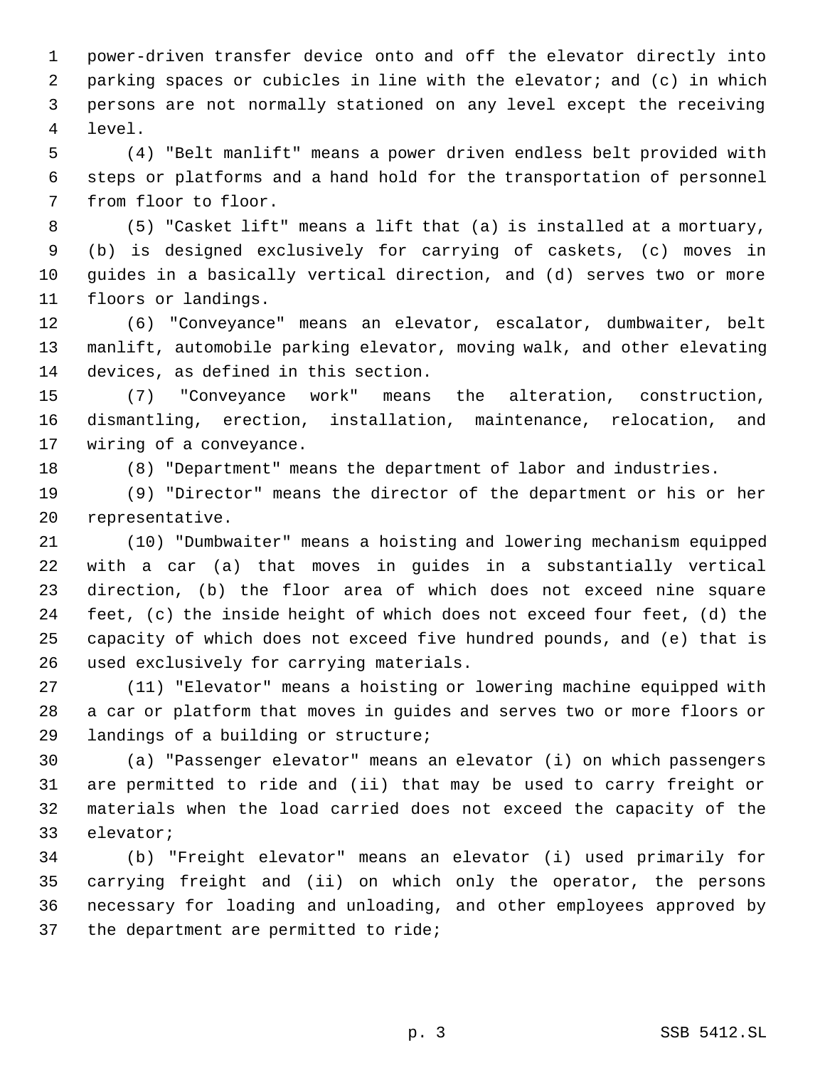power-driven transfer device onto and off the elevator directly into parking spaces or cubicles in line with the elevator; and (c) in which persons are not normally stationed on any level except the receiving level.

(4) "Belt manlift" means a power driven endless belt provided with steps or platforms and a hand hold for the transportation of personnel from floor to floor.

(5) "Casket lift" means a lift that (a) is installed at a mortuary, (b) is designed exclusively for carrying of caskets, (c) moves in guides in a basically vertical direction, and (d) serves two or more floors or landings.

(6) "Conveyance" means an elevator, escalator, dumbwaiter, belt manlift, automobile parking elevator, moving walk, and other elevating devices, as defined in this section.

(7) "Conveyance work" means the alteration, construction, dismantling, erection, installation, maintenance, relocation, and wiring of a conveyance.

(8) "Department" means the department of labor and industries.

(9) "Director" means the director of the department or his or her representative.

(10) "Dumbwaiter" means a hoisting and lowering mechanism equipped with a car (a) that moves in guides in a substantially vertical direction, (b) the floor area of which does not exceed nine square feet, (c) the inside height of which does not exceed four feet, (d) the capacity of which does not exceed five hundred pounds, and (e) that is used exclusively for carrying materials.

(11) "Elevator" means a hoisting or lowering machine equipped with a car or platform that moves in guides and serves two or more floors or landings of a building or structure;

(a) "Passenger elevator" means an elevator (i) on which passengers are permitted to ride and (ii) that may be used to carry freight or materials when the load carried does not exceed the capacity of the elevator;

(b) "Freight elevator" means an elevator (i) used primarily for carrying freight and (ii) on which only the operator, the persons necessary for loading and unloading, and other employees approved by the department are permitted to ride;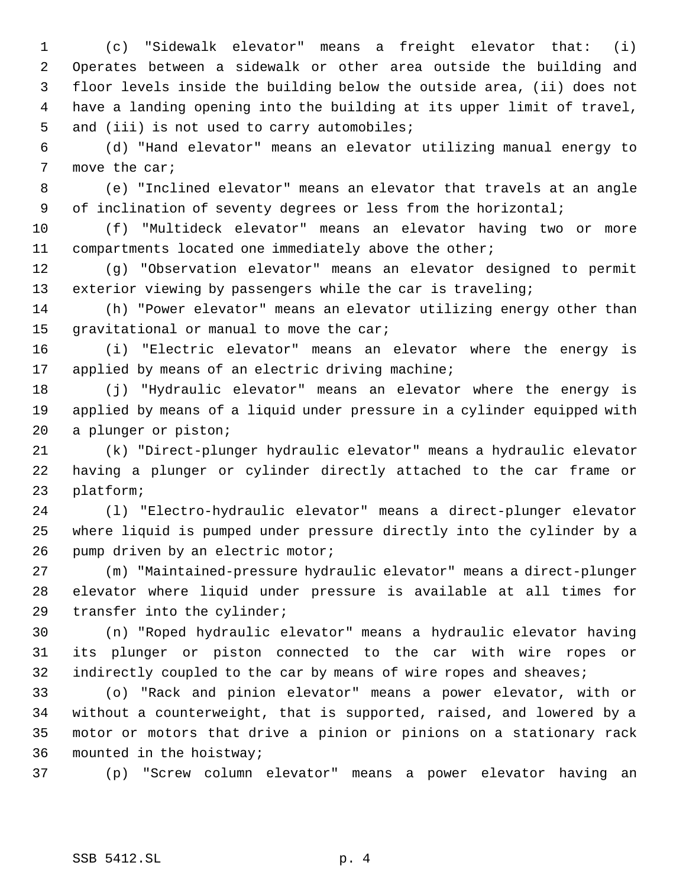(c) "Sidewalk elevator" means a freight elevator that: (i) Operates between a sidewalk or other area outside the building and floor levels inside the building below the outside area, (ii) does not have a landing opening into the building at its upper limit of travel, and (iii) is not used to carry automobiles;

(d) "Hand elevator" means an elevator utilizing manual energy to move the car;

(e) "Inclined elevator" means an elevator that travels at an angle of inclination of seventy degrees or less from the horizontal;

(f) "Multideck elevator" means an elevator having two or more compartments located one immediately above the other;

(g) "Observation elevator" means an elevator designed to permit exterior viewing by passengers while the car is traveling;

(h) "Power elevator" means an elevator utilizing energy other than gravitational or manual to move the car;

(i) "Electric elevator" means an elevator where the energy is applied by means of an electric driving machine;

(j) "Hydraulic elevator" means an elevator where the energy is applied by means of a liquid under pressure in a cylinder equipped with a plunger or piston;

(k) "Direct-plunger hydraulic elevator" means a hydraulic elevator having a plunger or cylinder directly attached to the car frame or platform;

(l) "Electro-hydraulic elevator" means a direct-plunger elevator where liquid is pumped under pressure directly into the cylinder by a pump driven by an electric motor;

(m) "Maintained-pressure hydraulic elevator" means a direct-plunger elevator where liquid under pressure is available at all times for transfer into the cylinder;

(n) "Roped hydraulic elevator" means a hydraulic elevator having its plunger or piston connected to the car with wire ropes or indirectly coupled to the car by means of wire ropes and sheaves;

(o) "Rack and pinion elevator" means a power elevator, with or without a counterweight, that is supported, raised, and lowered by a motor or motors that drive a pinion or pinions on a stationary rack mounted in the hoistway;

(p) "Screw column elevator" means a power elevator having an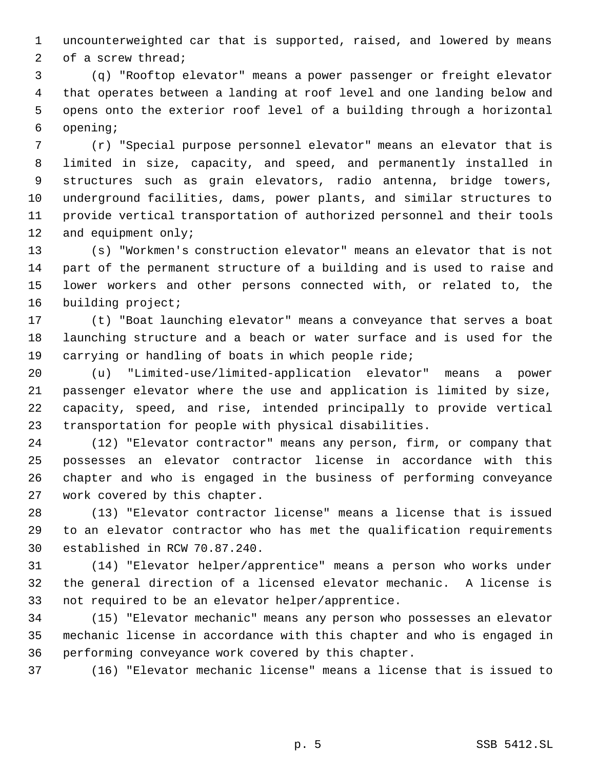uncounterweighted car that is supported, raised, and lowered by means of a screw thread;

(q) "Rooftop elevator" means a power passenger or freight elevator that operates between a landing at roof level and one landing below and opens onto the exterior roof level of a building through a horizontal opening;

(r) "Special purpose personnel elevator" means an elevator that is limited in size, capacity, and speed, and permanently installed in structures such as grain elevators, radio antenna, bridge towers, underground facilities, dams, power plants, and similar structures to provide vertical transportation of authorized personnel and their tools and equipment only;

(s) "Workmen's construction elevator" means an elevator that is not part of the permanent structure of a building and is used to raise and lower workers and other persons connected with, or related to, the building project;

(t) "Boat launching elevator" means a conveyance that serves a boat launching structure and a beach or water surface and is used for the carrying or handling of boats in which people ride;

(u) "Limited-use/limited-application elevator" means a power passenger elevator where the use and application is limited by size, capacity, speed, and rise, intended principally to provide vertical transportation for people with physical disabilities.

(12) "Elevator contractor" means any person, firm, or company that possesses an elevator contractor license in accordance with this chapter and who is engaged in the business of performing conveyance work covered by this chapter.

(13) "Elevator contractor license" means a license that is issued to an elevator contractor who has met the qualification requirements established in RCW 70.87.240.

(14) "Elevator helper/apprentice" means a person who works under the general direction of a licensed elevator mechanic. A license is not required to be an elevator helper/apprentice.

(15) "Elevator mechanic" means any person who possesses an elevator mechanic license in accordance with this chapter and who is engaged in performing conveyance work covered by this chapter.

(16) "Elevator mechanic license" means a license that is issued to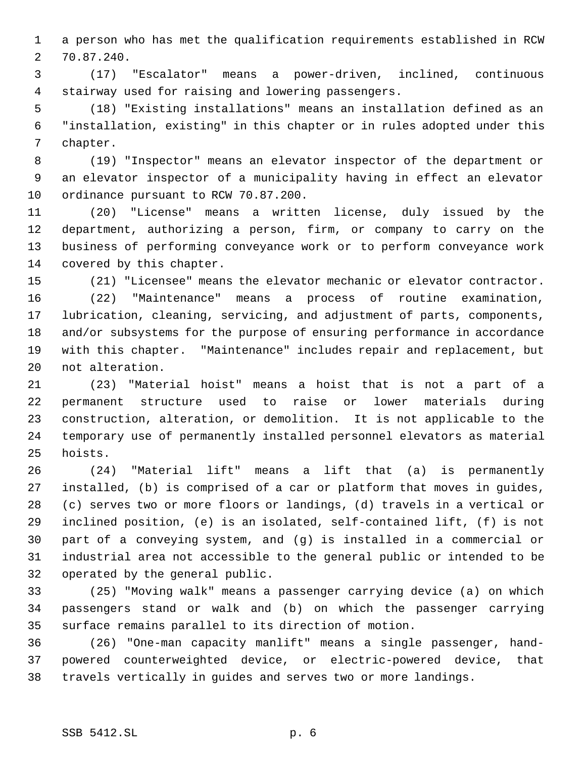a person who has met the qualification requirements established in RCW 70.87.240.

(17) "Escalator" means a power-driven, inclined, continuous stairway used for raising and lowering passengers.

(18) "Existing installations" means an installation defined as an "installation, existing" in this chapter or in rules adopted under this chapter.

(19) "Inspector" means an elevator inspector of the department or an elevator inspector of a municipality having in effect an elevator ordinance pursuant to RCW 70.87.200.

(20) "License" means a written license, duly issued by the department, authorizing a person, firm, or company to carry on the business of performing conveyance work or to perform conveyance work covered by this chapter.

(21) "Licensee" means the elevator mechanic or elevator contractor.

(22) "Maintenance" means a process of routine examination, lubrication, cleaning, servicing, and adjustment of parts, components, and/or subsystems for the purpose of ensuring performance in accordance with this chapter. "Maintenance" includes repair and replacement, but not alteration.

(23) "Material hoist" means a hoist that is not a part of a permanent structure used to raise or lower materials during construction, alteration, or demolition. It is not applicable to the temporary use of permanently installed personnel elevators as material hoists.

(24) "Material lift" means a lift that (a) is permanently installed, (b) is comprised of a car or platform that moves in guides, (c) serves two or more floors or landings, (d) travels in a vertical or inclined position, (e) is an isolated, self-contained lift, (f) is not part of a conveying system, and (g) is installed in a commercial or industrial area not accessible to the general public or intended to be operated by the general public.

(25) "Moving walk" means a passenger carrying device (a) on which passengers stand or walk and (b) on which the passenger carrying surface remains parallel to its direction of motion.

(26) "One-man capacity manlift" means a single passenger, hand-powered counterweighted device, or electric-powered device, that travels vertically in guides and serves two or more landings.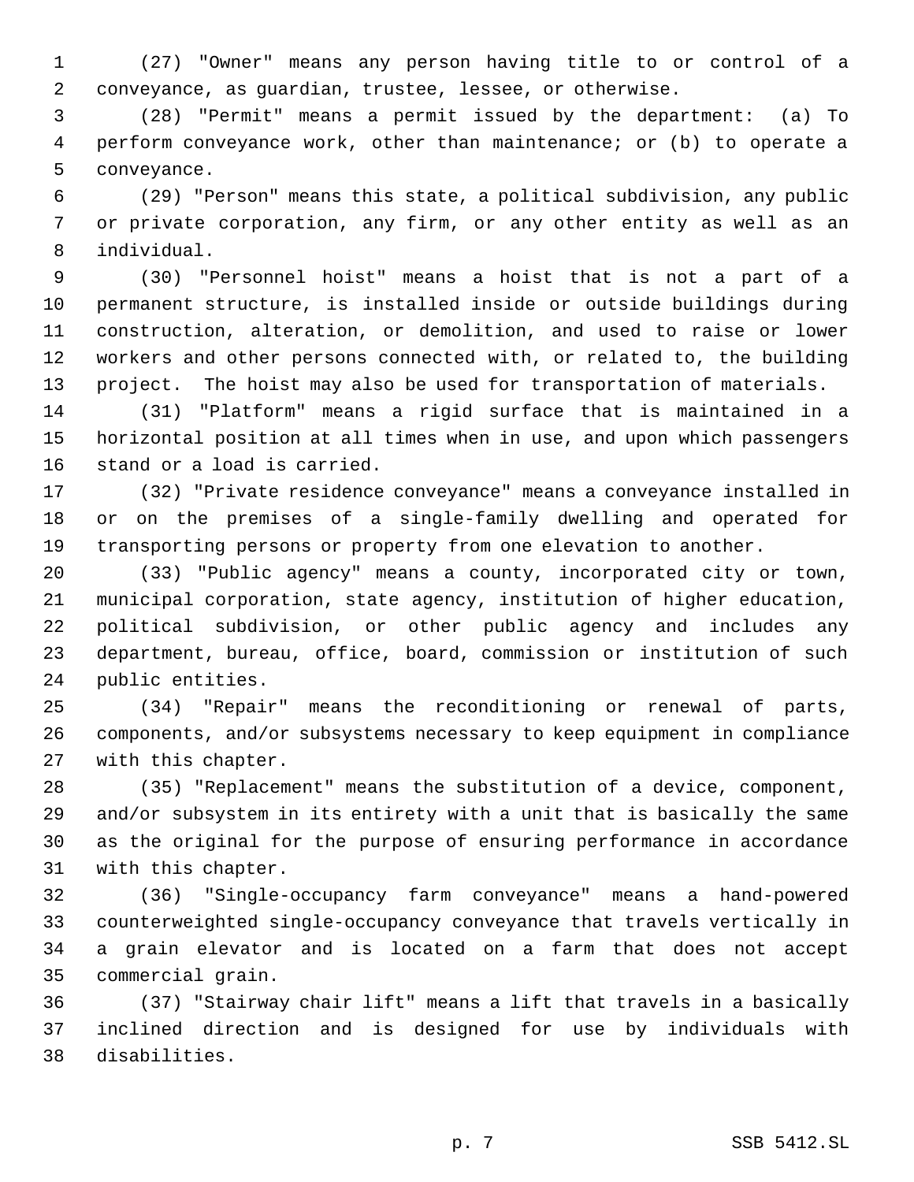(27) "Owner" means any person having title to or control of a conveyance, as guardian, trustee, lessee, or otherwise.

(28) "Permit" means a permit issued by the department: (a) To perform conveyance work, other than maintenance; or (b) to operate a conveyance.

(29) "Person" means this state, a political subdivision, any public or private corporation, any firm, or any other entity as well as an individual.

(30) "Personnel hoist" means a hoist that is not a part of a permanent structure, is installed inside or outside buildings during construction, alteration, or demolition, and used to raise or lower workers and other persons connected with, or related to, the building project. The hoist may also be used for transportation of materials.

(31) "Platform" means a rigid surface that is maintained in a horizontal position at all times when in use, and upon which passengers stand or a load is carried.

(32) "Private residence conveyance" means a conveyance installed in or on the premises of a single-family dwelling and operated for transporting persons or property from one elevation to another.

(33) "Public agency" means a county, incorporated city or town, municipal corporation, state agency, institution of higher education, political subdivision, or other public agency and includes any department, bureau, office, board, commission or institution of such public entities.

(34) "Repair" means the reconditioning or renewal of parts, components, and/or subsystems necessary to keep equipment in compliance with this chapter.

(35) "Replacement" means the substitution of a device, component, and/or subsystem in its entirety with a unit that is basically the same as the original for the purpose of ensuring performance in accordance with this chapter.

(36) "Single-occupancy farm conveyance" means a hand-powered counterweighted single-occupancy conveyance that travels vertically in a grain elevator and is located on a farm that does not accept commercial grain.

(37) "Stairway chair lift" means a lift that travels in a basically inclined direction and is designed for use by individuals with disabilities.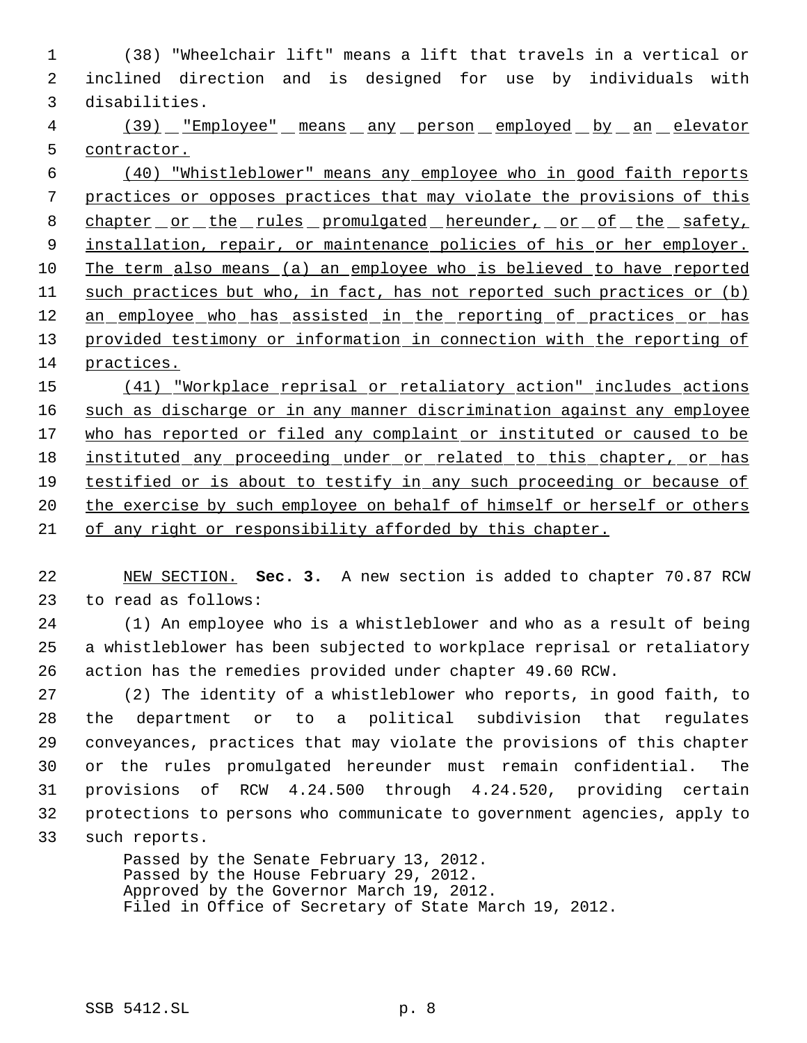(38) "Wheelchair lift" means a lift that travels in a vertical or inclined direction and is designed for use by individuals with disabilities.

(39) "Employee" means any person employed by an elevator contractor.

(40) "Whistleblower" means any employee who in good faith reports practices or opposes practices that may violate the provisions of this chapter or the rules promulgated hereunder, or of the safety, installation, repair, or maintenance policies of his or her employer. The term also means (a) an employee who is believed to have reported such practices but who, in fact, has not reported such practices or (b) an employee who has assisted in the reporting of practices or has provided testimony or information in connection with the reporting of practices.

(41) "Workplace reprisal or retaliatory action" includes actions such as discharge or in any manner discrimination against any employee who has reported or filed any complaint or instituted or caused to be instituted any proceeding under or related to this chapter, or has testified or is about to testify in any such proceeding or because of the exercise by such employee on behalf of himself or herself or others of any right or responsibility afforded by this chapter.

NEW SECTION. **Sec. 3.** A new section is added to chapter 70.87 RCW to read as follows:

(1) An employee who is a whistleblower and who as a result of being a whistleblower has been subjected to workplace reprisal or retaliatory action has the remedies provided under chapter 49.60 RCW.

(2) The identity of a whistleblower who reports, in good faith, to the department or to a political subdivision that regulates conveyances, practices that may violate the provisions of this chapter or the rules promulgated hereunder must remain confidential. The provisions of RCW 4.24.500 through 4.24.520, providing certain protections to persons who communicate to government agencies, apply to such reports.

Passed by the Senate February 13, 2012.
Passed by the House February 29, 2012.
Approved by the Governor March 19, 2012.
Filed in Office of Secretary of State March 19, 2012.